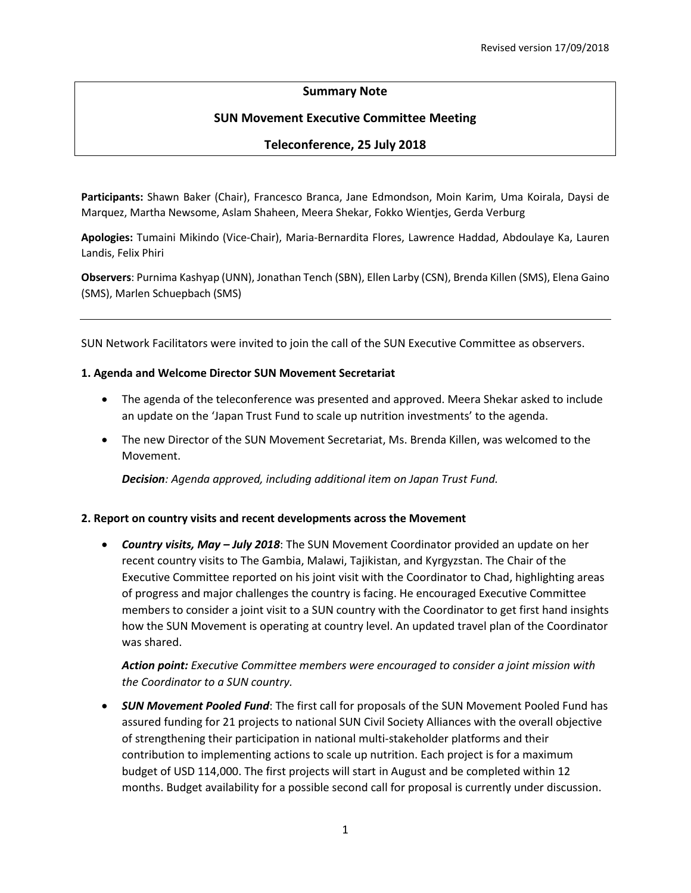Revised version 17/09/2018

**Summary Note**

**SUN Movement Executive Committee Meeting**

**Teleconference, 25 July 2018**

**Participants:** Shawn Baker (Chair), Francesco Branca, Jane Edmondson, Moin Karim, Uma Koirala, Daysi de Marquez, Martha Newsome, Aslam Shaheen, Meera Shekar, Fokko Wientjes, Gerda Verburg

**Apologies:** Tumaini Mikindo (Vice-Chair), Maria-Bernardita Flores, Lawrence Haddad, Abdoulaye Ka, Lauren Landis, Felix Phiri

**Observers**: Purnima Kashyap (UNN), Jonathan Tench (SBN), Ellen Larby (CSN), Brenda Killen (SMS), Elena Gaino (SMS), Marlen Schuepbach (SMS)

---

SUN Network Facilitators were invited to join the call of the SUN Executive Committee as observers.

**1. Agenda and Welcome Director SUN Movement Secretariat**

- The agenda of the teleconference was presented and approved. Meera Shekar asked to include an update on the 'Japan Trust Fund to scale up nutrition investments' to the agenda.
- The new Director of the SUN Movement Secretariat, Ms. Brenda Killen, was welcomed to the Movement.

  ***Decision****: Agenda approved, including additional item on Japan Trust Fund.*

**2. Report on country visits and recent developments across the Movement**

- ***Country visits, May – July 2018***: The SUN Movement Coordinator provided an update on her recent country visits to The Gambia, Malawi, Tajikistan, and Kyrgyzstan. The Chair of the Executive Committee reported on his joint visit with the Coordinator to Chad, highlighting areas of progress and major challenges the country is facing. He encouraged Executive Committee members to consider a joint visit to a SUN country with the Coordinator to get first hand insights how the SUN Movement is operating at country level. An updated travel plan of the Coordinator was shared.

  ***Action point:*** *Executive Committee members were encouraged to consider a joint mission with the Coordinator to a SUN country.*

- ***SUN Movement Pooled Fund***: The first call for proposals of the SUN Movement Pooled Fund has assured funding for 21 projects to national SUN Civil Society Alliances with the overall objective of strengthening their participation in national multi-stakeholder platforms and their contribution to implementing actions to scale up nutrition. Each project is for a maximum budget of USD 114,000. The first projects will start in August and be completed within 12 months. Budget availability for a possible second call for proposal is currently under discussion.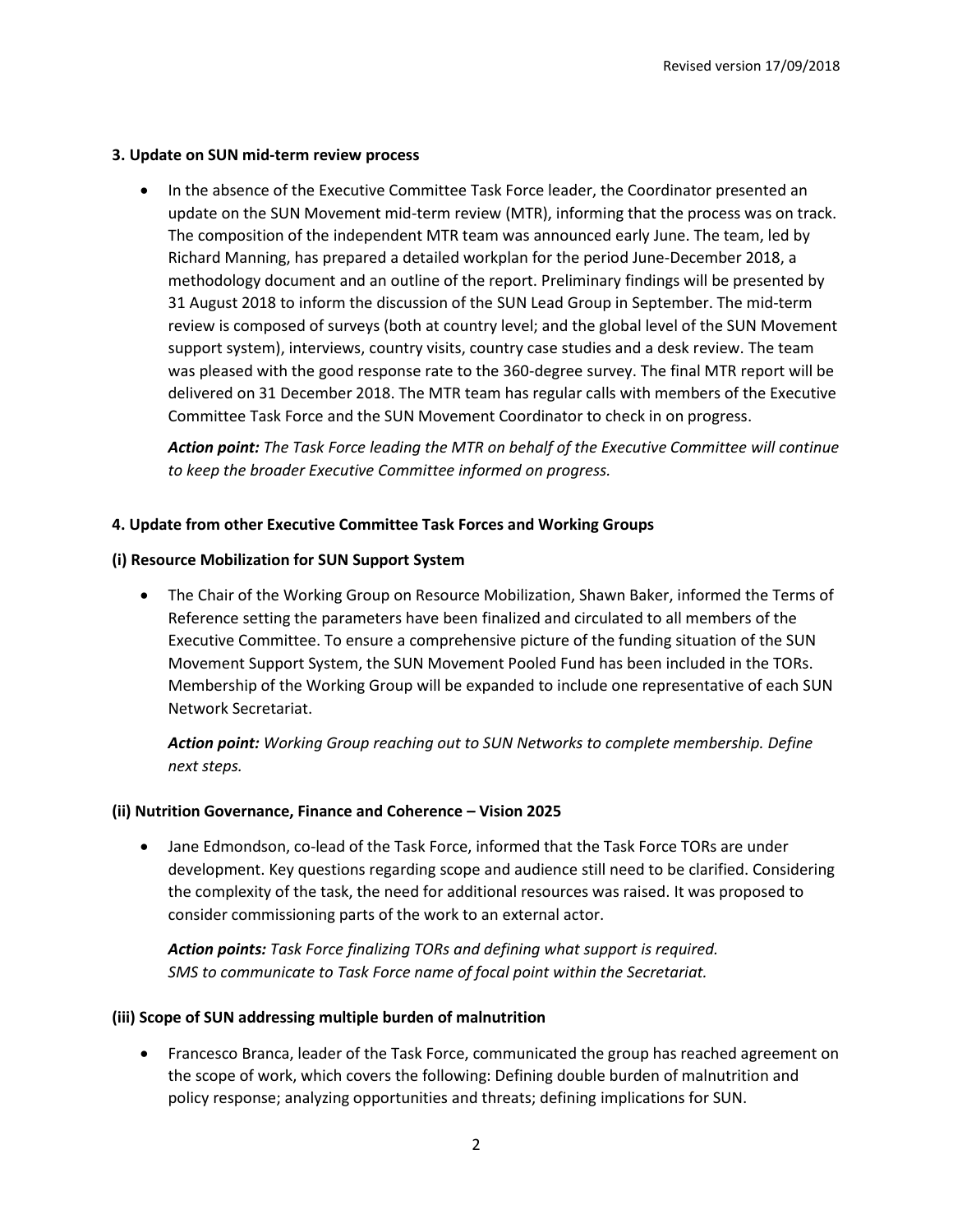**3. Update on SUN mid-term review process**

- In the absence of the Executive Committee Task Force leader, the Coordinator presented an update on the SUN Movement mid-term review (MTR), informing that the process was on track. The composition of the independent MTR team was announced early June. The team, led by Richard Manning, has prepared a detailed workplan for the period June-December 2018, a methodology document and an outline of the report. Preliminary findings will be presented by 31 August 2018 to inform the discussion of the SUN Lead Group in September. The mid-term review is composed of surveys (both at country level; and the global level of the SUN Movement support system), interviews, country visits, country case studies and a desk review. The team was pleased with the good response rate to the 360-degree survey. The final MTR report will be delivered on 31 December 2018. The MTR team has regular calls with members of the Executive Committee Task Force and the SUN Movement Coordinator to check in on progress.

  ***Action point:*** *The Task Force leading the MTR on behalf of the Executive Committee will continue to keep the broader Executive Committee informed on progress.*

**4. Update from other Executive Committee Task Forces and Working Groups**

**(i) Resource Mobilization for SUN Support System**

- The Chair of the Working Group on Resource Mobilization, Shawn Baker, informed the Terms of Reference setting the parameters have been finalized and circulated to all members of the Executive Committee. To ensure a comprehensive picture of the funding situation of the SUN Movement Support System, the SUN Movement Pooled Fund has been included in the TORs. Membership of the Working Group will be expanded to include one representative of each SUN Network Secretariat.

  ***Action point:*** *Working Group reaching out to SUN Networks to complete membership. Define next steps.*

**(ii) Nutrition Governance, Finance and Coherence – Vision 2025**

- Jane Edmondson, co-lead of the Task Force, informed that the Task Force TORs are under development. Key questions regarding scope and audience still need to be clarified. Considering the complexity of the task, the need for additional resources was raised. It was proposed to consider commissioning parts of the work to an external actor.

  ***Action points:*** *Task Force finalizing TORs and defining what support is required.*
  *SMS to communicate to Task Force name of focal point within the Secretariat.*

**(iii) Scope of SUN addressing multiple burden of malnutrition**

- Francesco Branca, leader of the Task Force, communicated the group has reached agreement on the scope of work, which covers the following: Defining double burden of malnutrition and policy response; analyzing opportunities and threats; defining implications for SUN.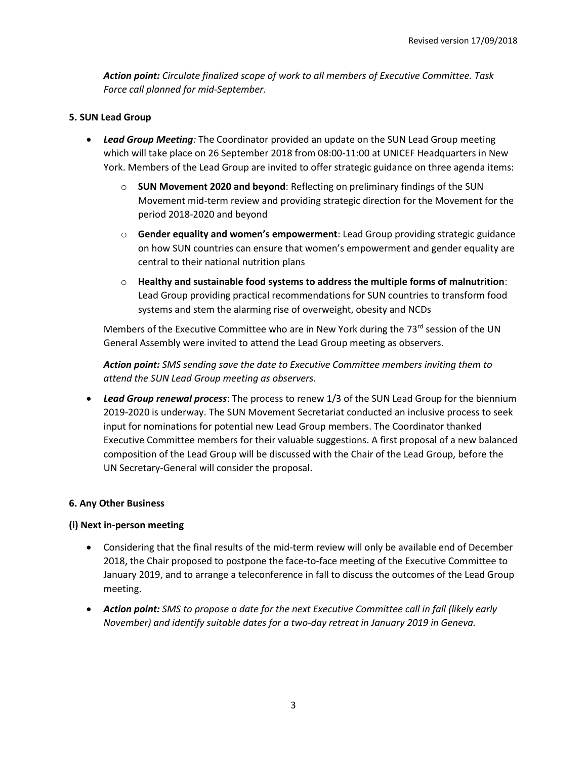*Action point: Circulate finalized scope of work to all members of Executive Committee. Task Force call planned for mid-September.*

### 5. SUN Lead Group

- ***Lead Group Meeting**:* The Coordinator provided an update on the SUN Lead Group meeting which will take place on 26 September 2018 from 08:00-11:00 at UNICEF Headquarters in New York. Members of the Lead Group are invited to offer strategic guidance on three agenda items:
    - **SUN Movement 2020 and beyond**: Reflecting on preliminary findings of the SUN Movement mid-term review and providing strategic direction for the Movement for the period 2018-2020 and beyond
    - **Gender equality and women's empowerment**: Lead Group providing strategic guidance on how SUN countries can ensure that women's empowerment and gender equality are central to their national nutrition plans
    - **Healthy and sustainable food systems to address the multiple forms of malnutrition**: Lead Group providing practical recommendations for SUN countries to transform food systems and stem the alarming rise of overweight, obesity and NCDs

  Members of the Executive Committee who are in New York during the 73rd session of the UN General Assembly were invited to attend the Lead Group meeting as observers.

  ***Action point:** SMS sending save the date to Executive Committee members inviting them to attend the SUN Lead Group meeting as observers.*

- ***Lead Group renewal process***: The process to renew 1/3 of the SUN Lead Group for the biennium 2019-2020 is underway. The SUN Movement Secretariat conducted an inclusive process to seek input for nominations for potential new Lead Group members. The Coordinator thanked Executive Committee members for their valuable suggestions. A first proposal of a new balanced composition of the Lead Group will be discussed with the Chair of the Lead Group, before the UN Secretary-General will consider the proposal.

### 6. Any Other Business

#### (i) Next in-person meeting

- Considering that the final results of the mid-term review will only be available end of December 2018, the Chair proposed to postpone the face-to-face meeting of the Executive Committee to January 2019, and to arrange a teleconference in fall to discuss the outcomes of the Lead Group meeting.
- ***Action point:** SMS to propose a date for the next Executive Committee call in fall (likely early November) and identify suitable dates for a two-day retreat in January 2019 in Geneva.*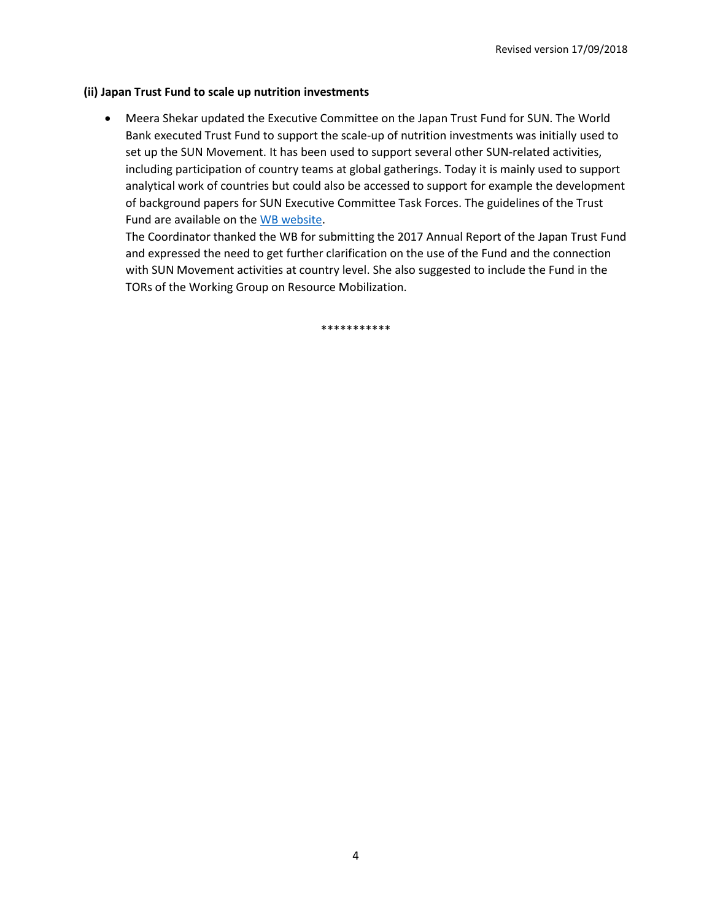**(ii) Japan Trust Fund to scale up nutrition investments**

- Meera Shekar updated the Executive Committee on the Japan Trust Fund for SUN. The World Bank executed Trust Fund to support the scale-up of nutrition investments was initially used to set up the SUN Movement. It has been used to support several other SUN-related activities, including participation of country teams at global gatherings. Today it is mainly used to support analytical work of countries but could also be accessed to support for example the development of background papers for SUN Executive Committee Task Forces. The guidelines of the Trust Fund are available on the WB website.

  The Coordinator thanked the WB for submitting the 2017 Annual Report of the Japan Trust Fund and expressed the need to get further clarification on the use of the Fund and the connection with SUN Movement activities at country level. She also suggested to include the Fund in the TORs of the Working Group on Resource Mobilization.

***********